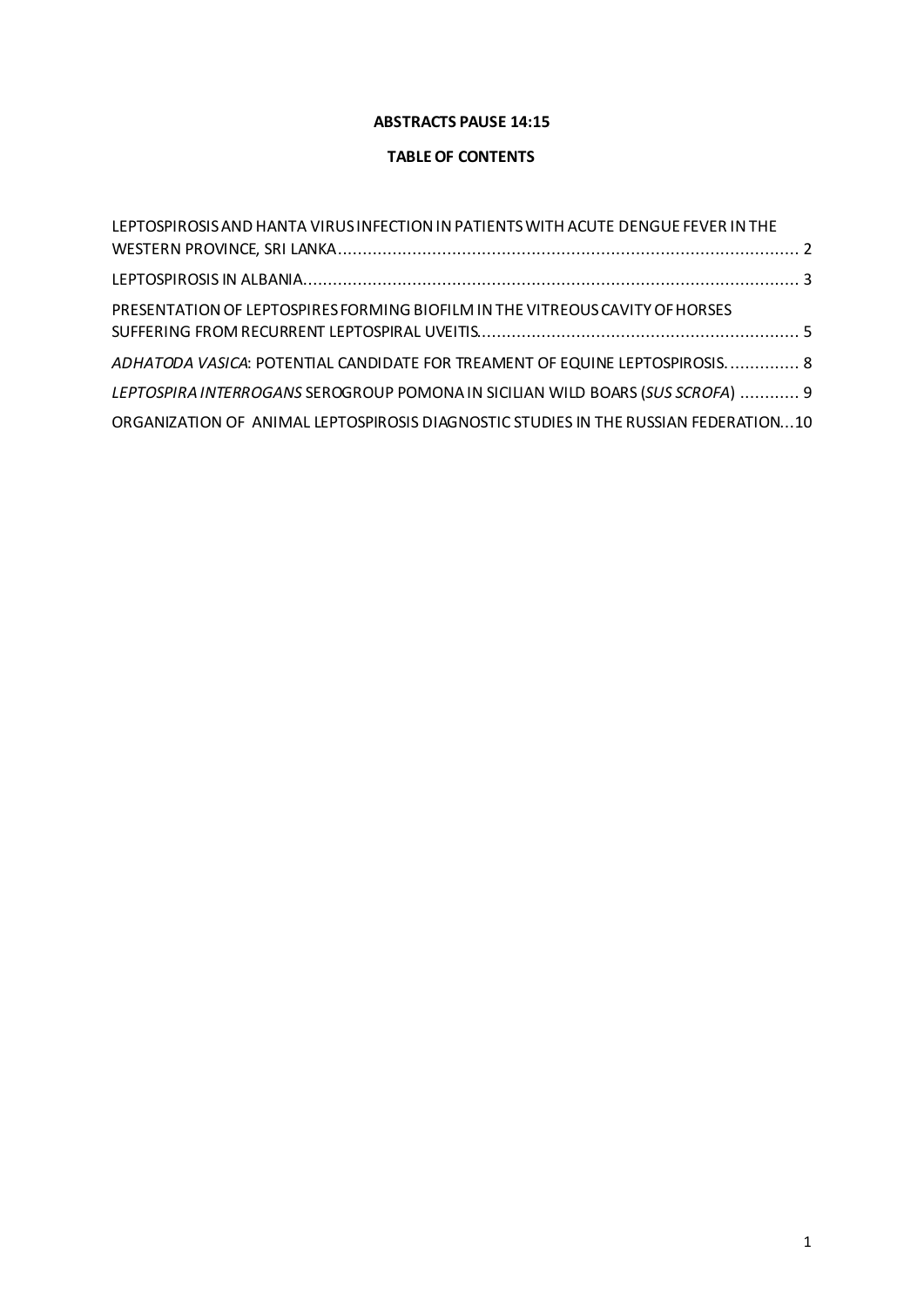**ABSTRACTS PAUSE 14:15**

**TABLE OF CONTENTS**

LEPTOSPIROSIS AND HANTA VIRUS INFECTION IN PATIENTS WITH ACUTE DENGUE FEVER IN THE WESTERN PROVINCE, SRI LANKA ............................................................................................. 2

LEPTOSPIROSIS IN ALBANIA .................................................................................................... 3

PRESENTATION OF LEPTOSPIRES FORMING BIOFILM IN THE VITREOUS CAVITY OF HORSES SUFFERING FROM RECURRENT LEPTOSPIRAL UVEITIS ................................................................ 5

*ADHATODA VASICA*: POTENTIAL CANDIDATE FOR TREAMENT OF EQUINE LEPTOSPIROSIS. .............. 8

*LEPTOSPIRA INTERROGANS* SEROGROUP POMONA IN SICILIAN WILD BOARS (*SUS SCROFA*) ............ 9

ORGANIZATION OF ANIMAL LEPTOSPIROSIS DIAGNOSTIC STUDIES IN THE RUSSIAN FEDERATION ... 10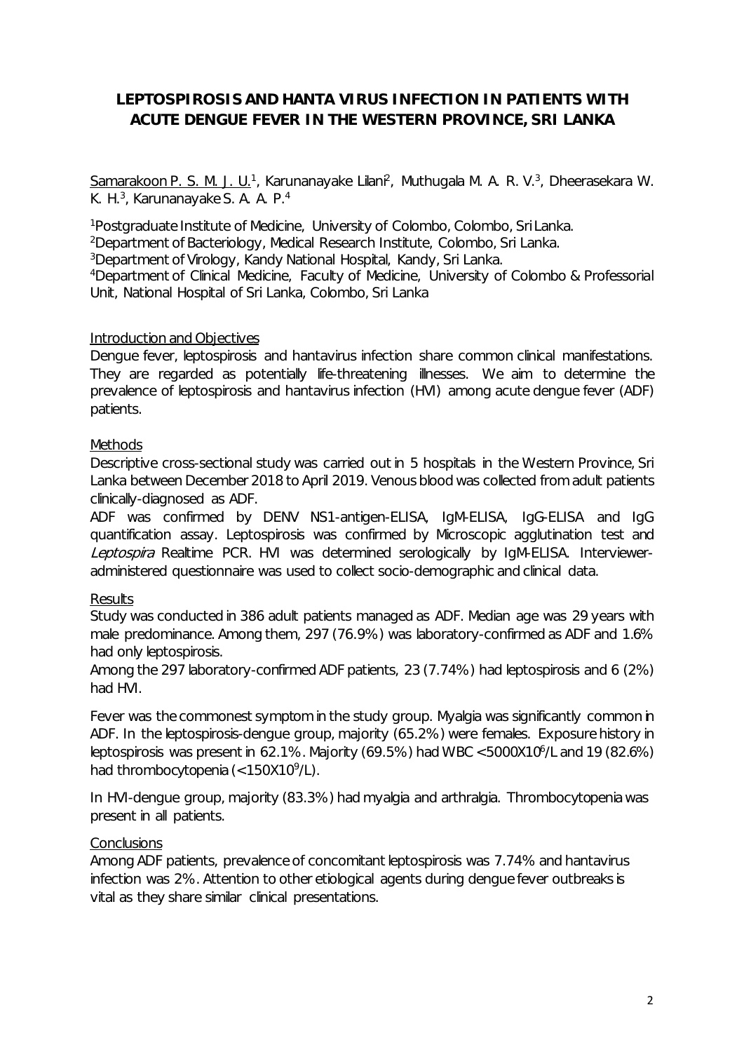# LEPTOSPIROSIS AND HANTA VIRUS INFECTION IN PATIENTS WITH ACUTE DENGUE FEVER IN THE WESTERN PROVINCE, SRI LANKA

Samarakoon P. S. M. J. U.[1], Karunanayake Lilani[2], Muthugala M. A. R. V.[3], Dheerasekara W. K. H.[3], Karunanayake S. A. A. P.[4]

[1]Postgraduate Institute of Medicine, University of Colombo, Colombo, Sri Lanka.
[2]Department of Bacteriology, Medical Research Institute, Colombo, Sri Lanka.
[3]Department of Virology, Kandy National Hospital, Kandy, Sri Lanka.
[4]Department of Clinical Medicine, Faculty of Medicine, University of Colombo & Professorial Unit, National Hospital of Sri Lanka, Colombo, Sri Lanka

## Introduction and Objectives

Dengue fever, leptospirosis and hantavirus infection share common clinical manifestations. They are regarded as potentially life-threatening illnesses. We aim to determine the prevalence of leptospirosis and hantavirus infection (HVI) among acute dengue fever (ADF) patients.

## Methods

Descriptive cross-sectional study was carried out in 5 hospitals in the Western Province, Sri Lanka between December 2018 to April 2019. Venous blood was collected from adult patients clinically-diagnosed as ADF.

ADF was confirmed by DENV NS1-antigen-ELISA, IgM-ELISA, IgG-ELISA and IgG quantification assay. Leptospirosis was confirmed by Microscopic agglutination test and *Leptospira* Realtime PCR. HVI was determined serologically by IgM-ELISA. Interviewer-administered questionnaire was used to collect socio-demographic and clinical data.

## Results

Study was conducted in 386 adult patients managed as ADF. Median age was 29 years with male predominance. Among them, 297 (76.9%) was laboratory-confirmed as ADF and 1.6% had only leptospirosis.

Among the 297 laboratory-confirmed ADF patients, 23 (7.74%) had leptospirosis and 6 (2%) had HVI.

Fever was the commonest symptom in the study group. Myalgia was significantly common in ADF. In the leptospirosis-dengue group, majority (65.2%) were females. Exposure history in leptospirosis was present in 62.1%. Majority (69.5%) had WBC <5000X$10^6$/L and 19 (82.6%) had thrombocytopenia (<150X$10^9$/L).

In HVI-dengue group, majority (83.3%) had myalgia and arthralgia. Thrombocytopenia was present in all patients.

## Conclusions

Among ADF patients, prevalence of concomitant leptospirosis was 7.74% and hantavirus infection was 2%. Attention to other etiological agents during dengue fever outbreaks is vital as they share similar clinical presentations.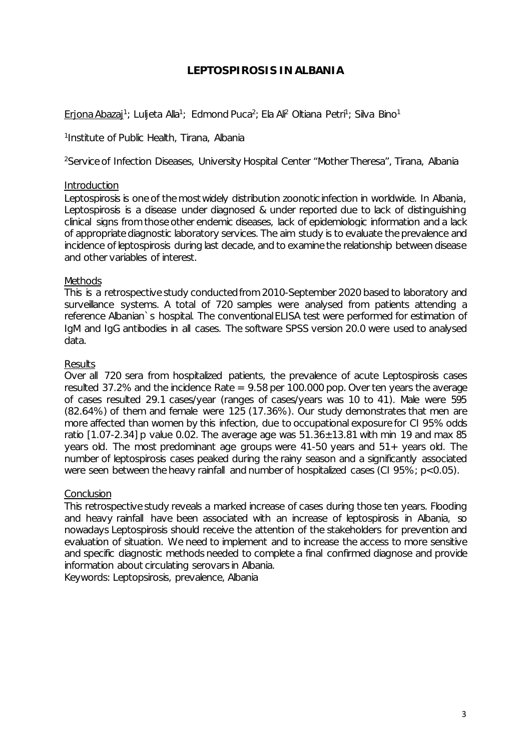# LEPTOSPIROSIS IN ALBANIA

Erjona Abazaj[1]; Luljeta Alla[1]; Edmond Puca[2]; Ela Al[2] Oltiana Petri[1]; Silva Bino[1]

[1]Institute of Public Health, Tirana, Albania

[2]Service of Infection Diseases, University Hospital Center "Mother Theresa", Tirana, Albania

## Introduction

Leptospirosis is one of the most widely distribution zoonotic infection in worldwide. In Albania, Leptospirosis is a disease under diagnosed & under reported due to lack of distinguishing clinical signs from those other endemic diseases, lack of epidemiologic information and a lack of appropriate diagnostic laboratory services. The aim study is to evaluate the prevalence and incidence of leptospirosis during last decade, and to examine the relationship between disease and other variables of interest.

## Methods

This is a retrospective study conducted from 2010-September 2020 based to laboratory and surveillance systems. A total of 720 samples were analysed from patients attending a reference Albanian`s hospital. The conventional ELISA test were performed for estimation of IgM and IgG antibodies in all cases. The software SPSS version 20.0 were used to analysed data.

## Results

Over all 720 sera from hospitalized patients, the prevalence of acute Leptospirosis cases resulted 37.2% and the incidence Rate = 9.58 per 100.000 pop. Over ten years the average of cases resulted 29.1 cases/year (ranges of cases/years was 10 to 41). Male were 595 (82.64%) of them and female were 125 (17.36%). Our study demonstrates that men are more affected than women by this infection, due to occupational exposure for CI 95% odds ratio [1.07-2.34] p value 0.02. The average age was $51.36 \pm 13.81$ with min 19 and max 85 years old. The most predominant age groups were 41-50 years and 51+ years old. The number of leptospirosis cases peaked during the rainy season and a significantly associated were seen between the heavy rainfall and number of hospitalized cases (CI 95%; $p<0.05$).

## Conclusion

This retrospective study reveals a marked increase of cases during those ten years. Flooding and heavy rainfall have been associated with an increase of leptospirosis in Albania, so nowadays Leptospirosis should receive the attention of the stakeholders for prevention and evaluation of situation. We need to implement and to increase the access to more sensitive and specific diagnostic methods needed to complete a final confirmed diagnose and provide information about circulating serovars in Albania.

Keywords: Leptopsirosis, prevalence, Albania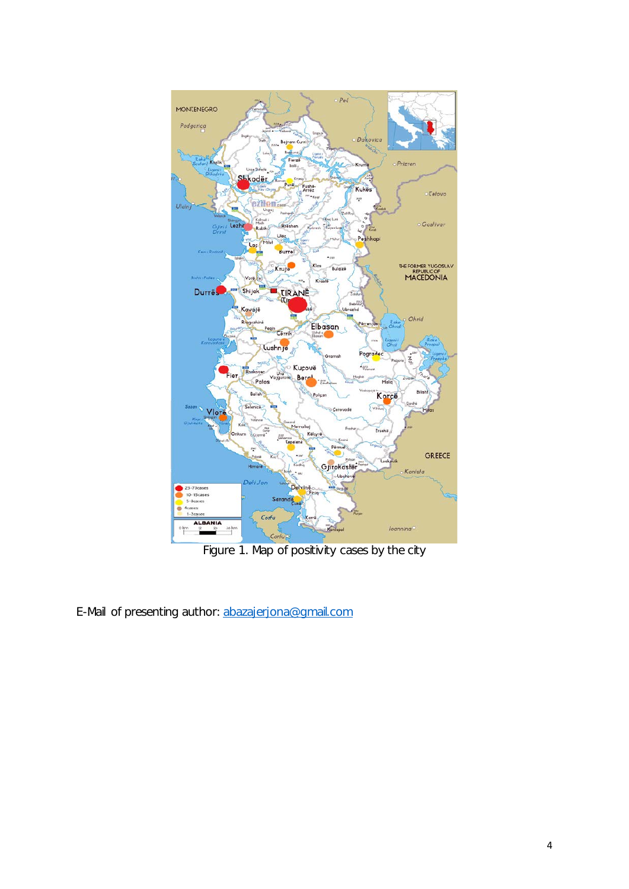Figure 1. Map of positivity cases by the city

E-Mail of presenting author: abazajerjona@gmail.com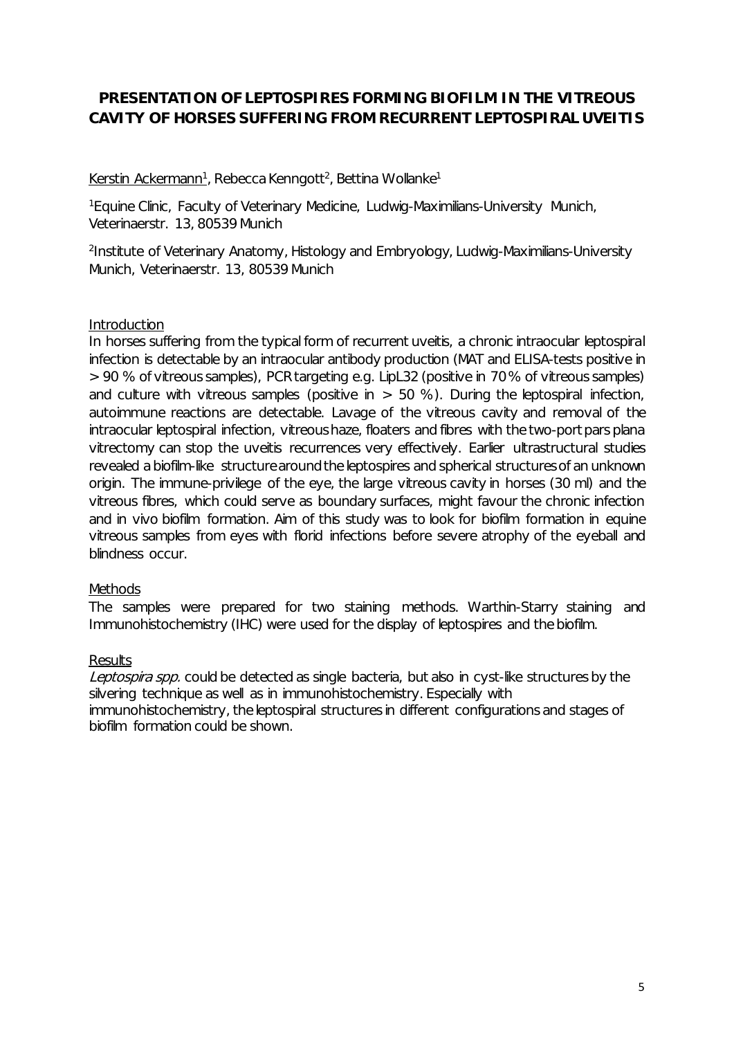# PRESENTATION OF LEPTOSPIRES FORMING BIOFILM IN THE VITREOUS CAVITY OF HORSES SUFFERING FROM RECURRENT LEPTOSPIRAL UVEITIS

Kerstin Ackermann[1], Rebecca Kenngott[2], Bettina Wollanke[1]

[1]Equine Clinic, Faculty of Veterinary Medicine, Ludwig-Maximilians-University Munich, Veterinaerstr. 13, 80539 Munich

[2]Institute of Veterinary Anatomy, Histology and Embryology, Ludwig-Maximilians-University Munich, Veterinaerstr. 13, 80539 Munich

## Introduction

In horses suffering from the typical form of recurrent uveitis, a chronic intraocular leptospiral infection is detectable by an intraocular antibody production (MAT and ELISA-tests positive in > 90 % of vitreous samples), PCR targeting e.g. LipL32 (positive in 70 % of vitreous samples) and culture with vitreous samples (positive in > 50 %). During the leptospiral infection, autoimmune reactions are detectable. Lavage of the vitreous cavity and removal of the intraocular leptospiral infection, vitreous haze, floaters and fibres with the two-port pars plana vitrectomy can stop the uveitis recurrences very effectively. Earlier ultrastructural studies revealed a biofilm-like structure around the leptospires and spherical structures of an unknown origin. The immune-privilege of the eye, the large vitreous cavity in horses (30 ml) and the vitreous fibres, which could serve as boundary surfaces, might favour the chronic infection and in vivo biofilm formation. Aim of this study was to look for biofilm formation in equine vitreous samples from eyes with florid infections before severe atrophy of the eyeball and blindness occur.

## Methods

The samples were prepared for two staining methods. Warthin-Starry staining and Immunohistochemistry (IHC) were used for the display of leptospires and the biofilm.

## Results

*Leptospira spp.* could be detected as single bacteria, but also in cyst-like structures by the silvering technique as well as in immunohistochemistry. Especially with immunohistochemistry, the leptospiral structures in different configurations and stages of biofilm formation could be shown.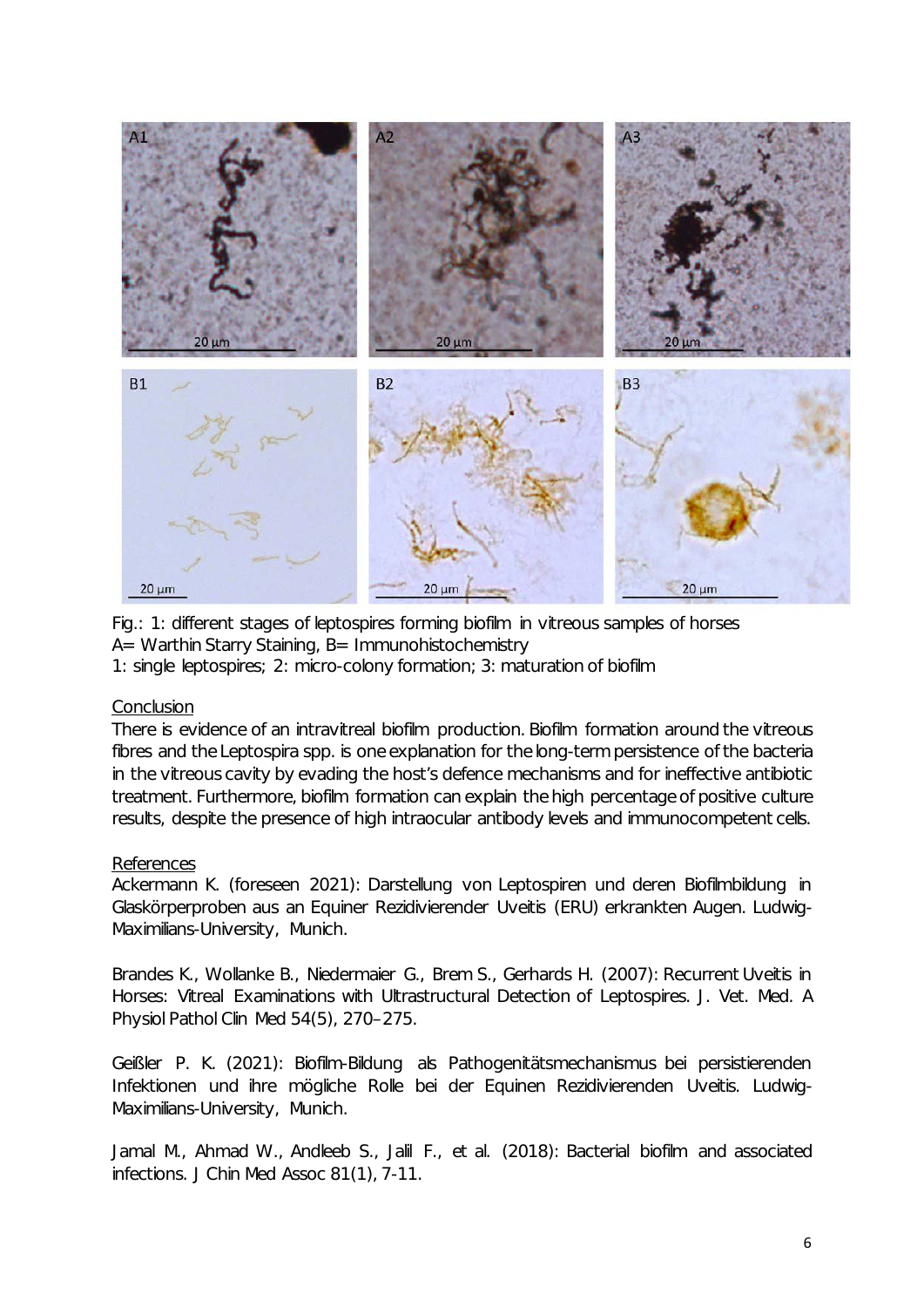Fig.: 1: different stages of leptospires forming biofilm in vitreous samples of horses
A= Warthin Starry Staining, B= Immunohistochemistry
1: single leptospires; 2: micro-colony formation; 3: maturation of biofilm

## Conclusion

There is evidence of an intravitreal biofilm production. Biofilm formation around the vitreous fibres and the Leptospira spp. is one explanation for the long-term persistence of the bacteria in the vitreous cavity by evading the host's defence mechanisms and for ineffective antibiotic treatment. Furthermore, biofilm formation can explain the high percentage of positive culture results, despite the presence of high intraocular antibody levels and immunocompetent cells.

## References

Ackermann K. (foreseen 2021): Darstellung von Leptospiren und deren Biofilmbildung in Glaskörperproben aus an Equiner Rezidivierender Uveitis (ERU) erkrankten Augen. Ludwig-Maximilians-University, Munich.

Brandes K., Wollanke B., Niedermaier G., Brem S., Gerhards H. (2007): Recurrent Uveitis in Horses: Vitreal Examinations with Ultrastructural Detection of Leptospires. J. Vet. Med. A Physiol Pathol Clin Med 54(5), 270–275.

Geißler P. K. (2021): Biofilm-Bildung als Pathogenitätsmechanismus bei persistierenden Infektionen und ihre mögliche Rolle bei der Equinen Rezidivierenden Uveitis. Ludwig-Maximilians-University, Munich.

Jamal M., Ahmad W., Andleeb S., Jalil F., et al. (2018): Bacterial biofilm and associated infections. J Chin Med Assoc 81(1), 7-11.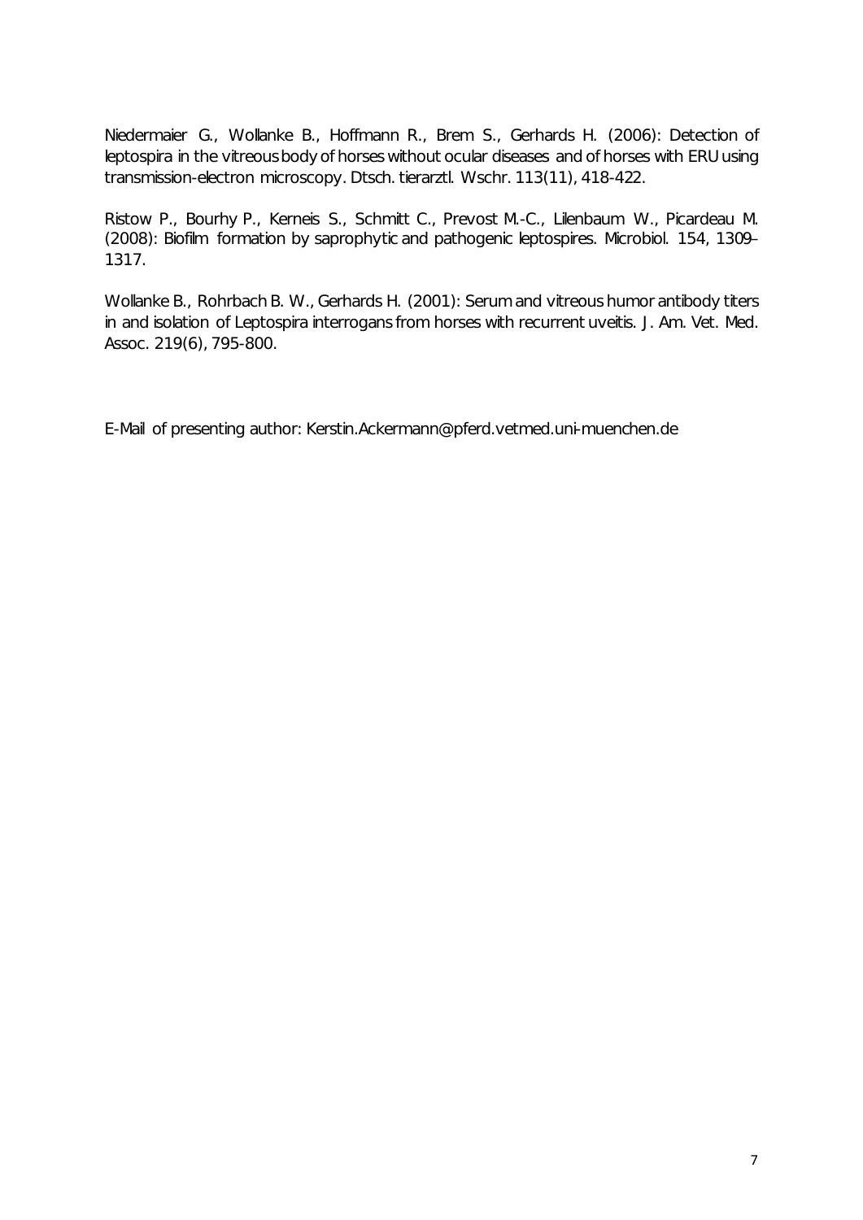Niedermaier G., Wollanke B., Hoffmann R., Brem S., Gerhards H. (2006): Detection of leptospira in the vitreous body of horses without ocular diseases and of horses with ERU using transmission-electron microscopy. Dtsch. tierarztl. Wschr. 113(11), 418-422.

Ristow P., Bourhy P., Kerneis S., Schmitt C., Prevost M.-C., Lilenbaum W., Picardeau M. (2008): Biofilm formation by saprophytic and pathogenic leptospires. Microbiol. 154, 1309–1317.

Wollanke B., Rohrbach B. W., Gerhards H. (2001): Serum and vitreous humor antibody titers in and isolation of Leptospira interrogans from horses with recurrent uveitis. J. Am. Vet. Med. Assoc. 219(6), 795-800.

E-Mail of presenting author: Kerstin.Ackermann@pferd.vetmed.uni-muenchen.de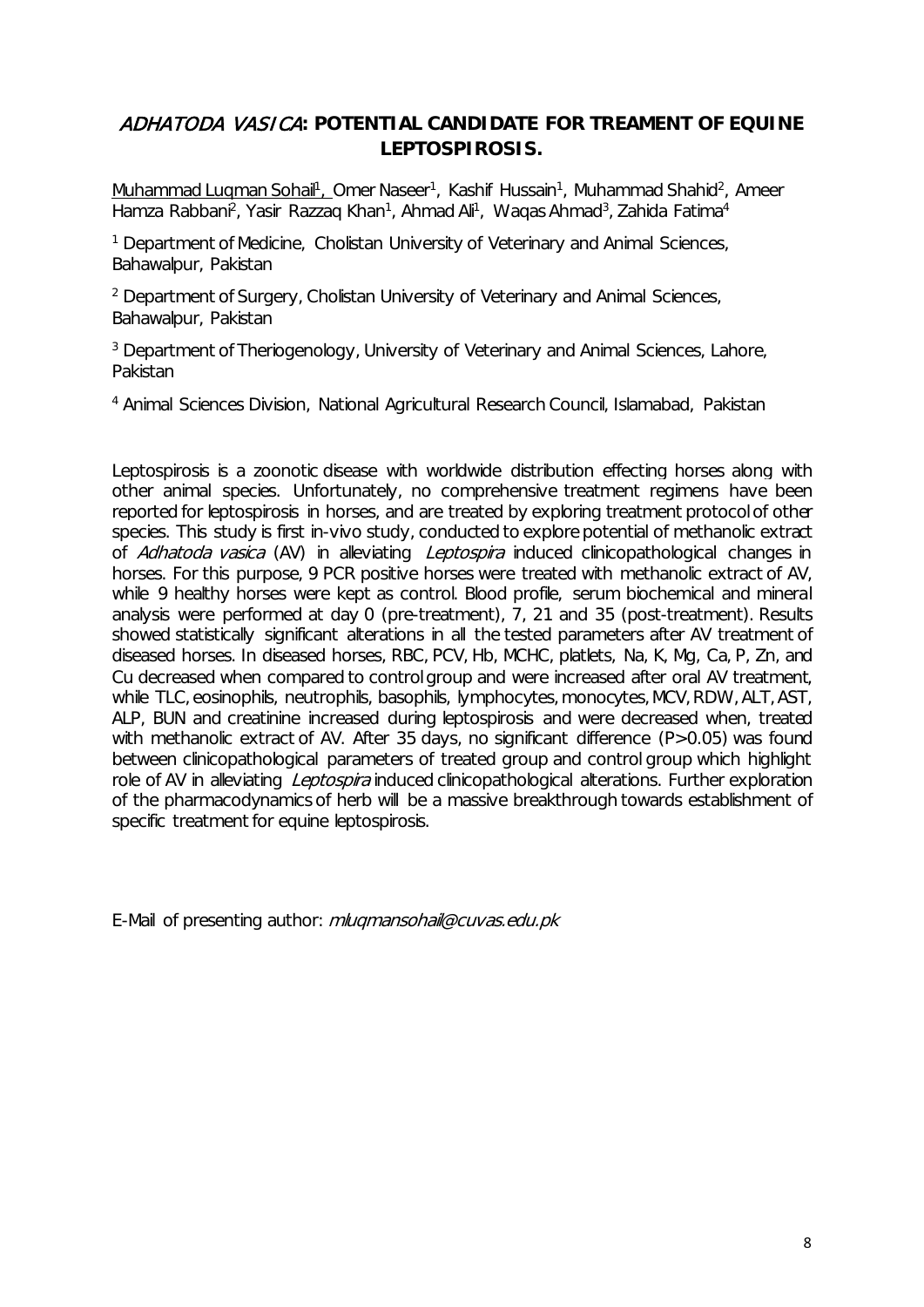## *ADHATODA VASICA*: POTENTIAL CANDIDATE FOR TREAMENT OF EQUINE LEPTOSPIROSIS.

Muhammad Luqman Sohail[1], Omer Naseer[1], Kashif Hussain[1], Muhammad Shahid[2], Ameer Hamza Rabbani[2], Yasir Razzaq Khan[1], Ahmad Ali[1], Waqas Ahmad[3], Zahida Fatima[4]

[1] Department of Medicine, Cholistan University of Veterinary and Animal Sciences, Bahawalpur, Pakistan

[2] Department of Surgery, Cholistan University of Veterinary and Animal Sciences, Bahawalpur, Pakistan

[3] Department of Theriogenology, University of Veterinary and Animal Sciences, Lahore, Pakistan

[4] Animal Sciences Division, National Agricultural Research Council, Islamabad, Pakistan

Leptospirosis is a zoonotic disease with worldwide distribution effecting horses along with other animal species. Unfortunately, no comprehensive treatment regimens have been reported for leptospirosis in horses, and are treated by exploring treatment protocol of other species. This study is first in-vivo study, conducted to explore potential of methanolic extract of *Adhatoda vasica* (AV) in alleviating *Leptospira* induced clinicopathological changes in horses. For this purpose, 9 PCR positive horses were treated with methanolic extract of AV, while 9 healthy horses were kept as control. Blood profile, serum biochemical and mineral analysis were performed at day 0 (pre-treatment), 7, 21 and 35 (post-treatment). Results showed statistically significant alterations in all the tested parameters after AV treatment of diseased horses. In diseased horses, RBC, PCV, Hb, MCHC, platlets, Na, K, Mg, Ca, P, Zn, and Cu decreased when compared to control group and were increased after oral AV treatment, while TLC, eosinophils, neutrophils, basophils, lymphocytes, monocytes, MCV, RDW, ALT, AST, ALP, BUN and creatinine increased during leptospirosis and were decreased when, treated with methanolic extract of AV. After 35 days, no significant difference ($P>0.05$) was found between clinicopathological parameters of treated group and control group which highlight role of AV in alleviating *Leptospira* induced clinicopathological alterations. Further exploration of the pharmacodynamics of herb will be a massive breakthrough towards establishment of specific treatment for equine leptospirosis.

E-Mail of presenting author: *mluqmansohail@cuvas.edu.pk*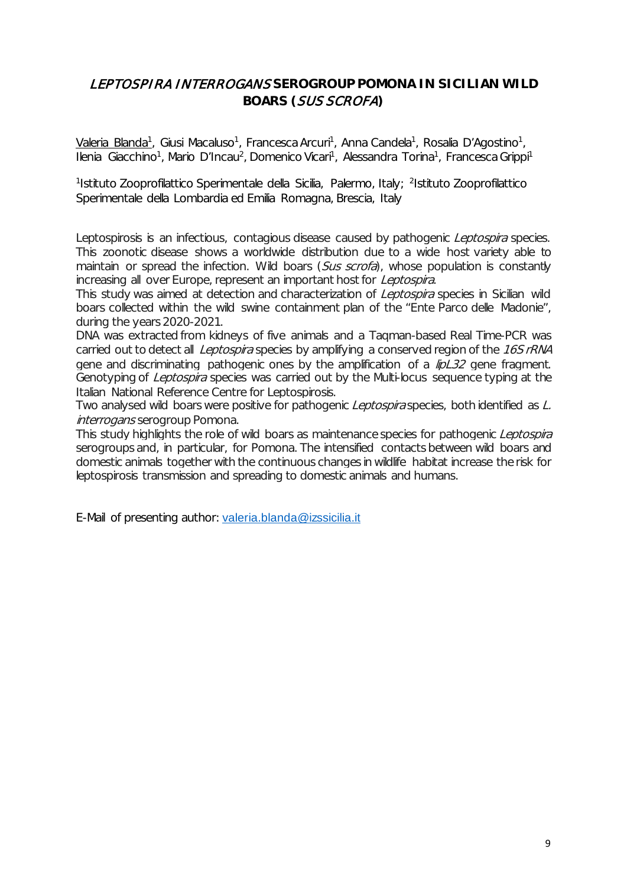# *LEPTOSPIRA INTERROGANS* SEROGROUP POMONA IN SICILIAN WILD BOARS (*SUS SCROFA*)

Valeria Blanda[1], Giusi Macaluso[1], Francesca Arcuri[1], Anna Candela[1], Rosalia D'Agostino[1], Ilenia Giacchino[1], Mario D'Incau[2], Domenico Vicari[1], Alessandra Torina[1], Francesca Grippi[1]

[1]Istituto Zooprofilattico Sperimentale della Sicilia, Palermo, Italy; [2]Istituto Zooprofilattico Sperimentale della Lombardia ed Emilia Romagna, Brescia, Italy

Leptospirosis is an infectious, contagious disease caused by pathogenic *Leptospira* species. This zoonotic disease shows a worldwide distribution due to a wide host variety able to maintain or spread the infection. Wild boars (*Sus scrofa*), whose population is constantly increasing all over Europe, represent an important host for *Leptospira*.

This study was aimed at detection and characterization of *Leptospira* species in Sicilian wild boars collected within the wild swine containment plan of the "Ente Parco delle Madonie", during the years 2020-2021.

DNA was extracted from kidneys of five animals and a Taqman-based Real Time-PCR was carried out to detect all *Leptospira* species by amplifying a conserved region of the *16S rRNA* gene and discriminating pathogenic ones by the amplification of a *lipL32* gene fragment. Genotyping of *Leptospira* species was carried out by the Multi-locus sequence typing at the Italian National Reference Centre for Leptospirosis.

Two analysed wild boars were positive for pathogenic *Leptospira* species, both identified as *L. interrogans* serogroup Pomona.

This study highlights the role of wild boars as maintenance species for pathogenic *Leptospira* serogroups and, in particular, for Pomona. The intensified contacts between wild boars and domestic animals together with the continuous changes in wildlife habitat increase the risk for leptospirosis transmission and spreading to domestic animals and humans.

E-Mail of presenting author: valeria.blanda@izssicilia.it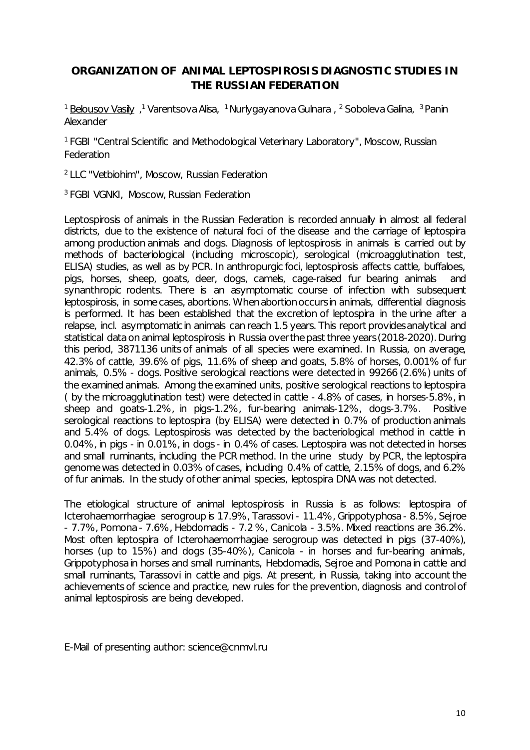## ORGANIZATION OF ANIMAL LEPTOSPIROSIS DIAGNOSTIC STUDIES IN THE RUSSIAN FEDERATION

[1] Belousov Vasily, [1] Varentsova Alisa, [1] Nurlygayanova Gulnara, [2] Soboleva Galina, [3] Panin Alexander

[1] FGBI "Central Scientific and Methodological Veterinary Laboratory", Moscow, Russian Federation

[2] LLC "Vetbiohim", Moscow, Russian Federation

[3] FGBI VGNKI, Moscow, Russian Federation

Leptospirosis of animals in the Russian Federation is recorded annually in almost all federal districts, due to the existence of natural foci of the disease and the carriage of leptospira among production animals and dogs. Diagnosis of leptospirosis in animals is carried out by methods of bacteriological (including microscopic), serological (microagglutination test, ELISA) studies, as well as by PCR. In anthropurgic foci, leptospirosis affects cattle, buffaloes, pigs, horses, sheep, goats, deer, dogs, camels, cage-raised fur bearing animals and synanthropic rodents. There is an asymptomatic course of infection with subsequent leptospirosis, in some cases, abortions. When abortion occurs in animals, differential diagnosis is performed. It has been established that the excretion of leptospira in the urine after a relapse, incl. asymptomatic in animals can reach 1.5 years. This report provides analytical and statistical data on animal leptospirosis in Russia over the past three years (2018-2020). During this period, 3871136 units of animals of all species were examined. In Russia, on average, 42.3% of cattle, 39.6% of pigs, 11.6% of sheep and goats, 5.8% of horses, 0.001% of fur animals, 0.5% - dogs. Positive serological reactions were detected in 99266 (2.6%) units of the examined animals. Among the examined units, positive serological reactions to leptospira ( by the microagglutination test) were detected in cattle - 4.8% of cases, in horses-5.8%, in sheep and goats-1.2%, in pigs-1.2%, fur-bearing animals-12%, dogs-3.7%. Positive serological reactions to leptospira (by ELISA) were detected in 0.7% of production animals and 5.4% of dogs. Leptospirosis was detected by the bacteriological method in cattle in 0.04%, in pigs - in 0.01%, in dogs - in 0.4% of cases. Leptospira was not detected in horses and small ruminants, including the PCR method. In the urine study by PCR, the leptospira genome was detected in 0.03% of cases, including 0.4% of cattle, 2.15% of dogs, and 6.2% of fur animals. In the study of other animal species, leptospira DNA was not detected.

The etiological structure of animal leptospirosis in Russia is as follows: leptospira of Icterohaemorrhagiae serogroup is 17.9%, Tarassovi - 11.4%, Grippotyphosa - 8.5%, Sejroe - 7.7%, Pomona - 7.6%, Hebdomadis - 7.2 %, Canicola - 3.5%. Mixed reactions are 36.2%. Most often leptospira of Icterohaemorrhagiae serogroup was detected in pigs (37-40%), horses (up to 15%) and dogs (35-40%), Canicola - in horses and fur-bearing animals, Grippotyphosa in horses and small ruminants, Hebdomadis, Sejroe and Pomona in cattle and small ruminants, Tarassovi in cattle and pigs. At present, in Russia, taking into account the achievements of science and practice, new rules for the prevention, diagnosis and control of animal leptospirosis are being developed.

E-Mail of presenting author: science@cnmvl.ru